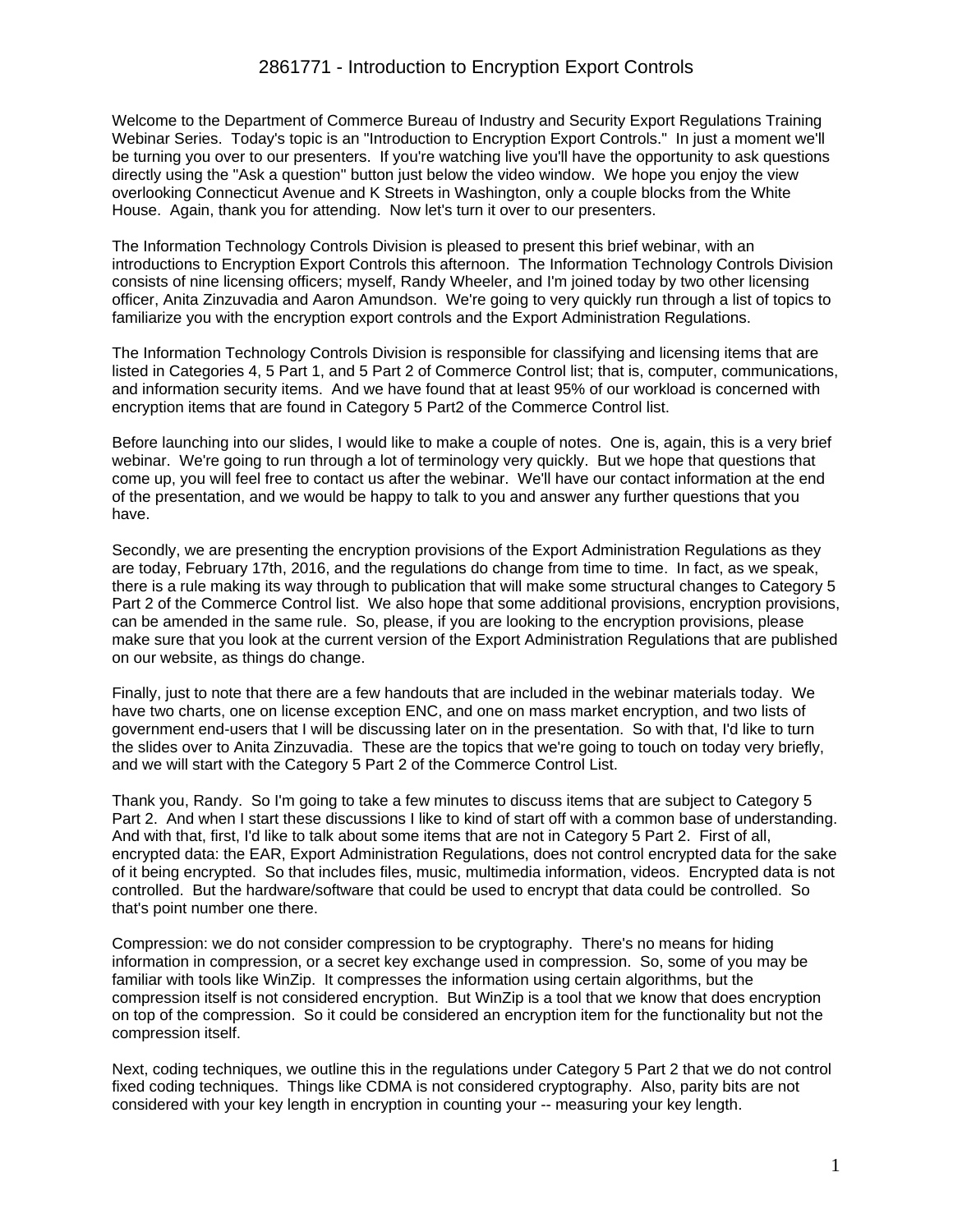# 2861771 - Introduction to Encryption Export Controls

Welcome to the Department of Commerce Bureau of Industry and Security Export Regulations Training Webinar Series. Today's topic is an "Introduction to Encryption Export Controls." In just a moment we'll be turning you over to our presenters. If you're watching live you'll have the opportunity to ask questions directly using the "Ask a question" button just below the video window. We hope you enjoy the view overlooking Connecticut Avenue and K Streets in Washington, only a couple blocks from the White House. Again, thank you for attending. Now let's turn it over to our presenters.

The Information Technology Controls Division is pleased to present this brief webinar, with an introductions to Encryption Export Controls this afternoon. The Information Technology Controls Division consists of nine licensing officers; myself, Randy Wheeler, and I'm joined today by two other licensing officer, Anita Zinzuvadia and Aaron Amundson. We're going to very quickly run through a list of topics to familiarize you with the encryption export controls and the Export Administration Regulations.

The Information Technology Controls Division is responsible for classifying and licensing items that are listed in Categories 4, 5 Part 1, and 5 Part 2 of Commerce Control list; that is, computer, communications, and information security items. And we have found that at least 95% of our workload is concerned with encryption items that are found in Category 5 Part2 of the Commerce Control list.

Before launching into our slides, I would like to make a couple of notes. One is, again, this is a very brief webinar. We're going to run through a lot of terminology very quickly. But we hope that questions that come up, you will feel free to contact us after the webinar. We'll have our contact information at the end of the presentation, and we would be happy to talk to you and answer any further questions that you have.

Secondly, we are presenting the encryption provisions of the Export Administration Regulations as they are today, February 17th, 2016, and the regulations do change from time to time. In fact, as we speak, there is a rule making its way through to publication that will make some structural changes to Category 5 Part 2 of the Commerce Control list. We also hope that some additional provisions, encryption provisions, can be amended in the same rule. So, please, if you are looking to the encryption provisions, please make sure that you look at the current version of the Export Administration Regulations that are published on our website, as things do change.

Finally, just to note that there are a few handouts that are included in the webinar materials today. We have two charts, one on license exception ENC, and one on mass market encryption, and two lists of government end-users that I will be discussing later on in the presentation. So with that, I'd like to turn the slides over to Anita Zinzuvadia. These are the topics that we're going to touch on today very briefly, and we will start with the Category 5 Part 2 of the Commerce Control List.

Thank you, Randy. So I'm going to take a few minutes to discuss items that are subject to Category 5 Part 2. And when I start these discussions I like to kind of start off with a common base of understanding. And with that, first, I'd like to talk about some items that are not in Category 5 Part 2. First of all, encrypted data: the EAR, Export Administration Regulations, does not control encrypted data for the sake of it being encrypted. So that includes files, music, multimedia information, videos. Encrypted data is not controlled. But the hardware/software that could be used to encrypt that data could be controlled. So that's point number one there.

Compression: we do not consider compression to be cryptography. There's no means for hiding information in compression, or a secret key exchange used in compression. So, some of you may be familiar with tools like WinZip. It compresses the information using certain algorithms, but the compression itself is not considered encryption. But WinZip is a tool that we know that does encryption on top of the compression. So it could be considered an encryption item for the functionality but not the compression itself.

Next, coding techniques, we outline this in the regulations under Category 5 Part 2 that we do not control fixed coding techniques. Things like CDMA is not considered cryptography. Also, parity bits are not considered with your key length in encryption in counting your -- measuring your key length.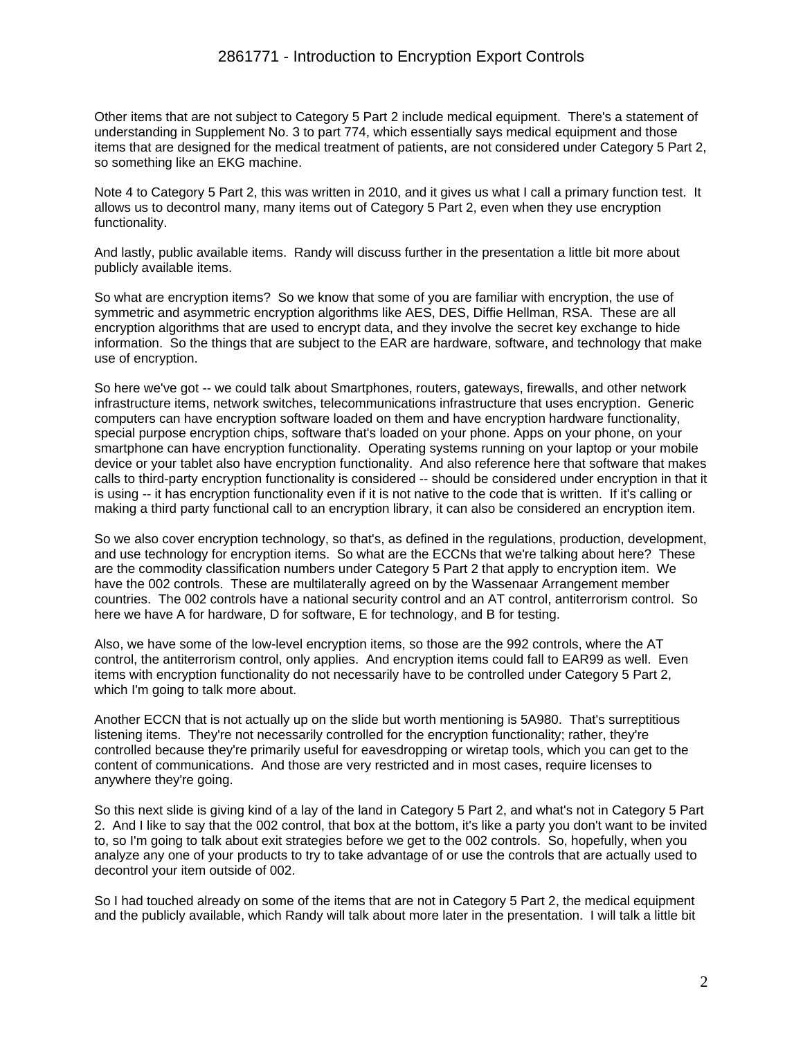Other items that are not subject to Category 5 Part 2 include medical equipment. There's a statement of understanding in Supplement No. 3 to part 774, which essentially says medical equipment and those items that are designed for the medical treatment of patients, are not considered under Category 5 Part 2, so something like an EKG machine.

Note 4 to Category 5 Part 2, this was written in 2010, and it gives us what I call a primary function test. It allows us to decontrol many, many items out of Category 5 Part 2, even when they use encryption functionality.

And lastly, public available items. Randy will discuss further in the presentation a little bit more about publicly available items.

So what are encryption items? So we know that some of you are familiar with encryption, the use of symmetric and asymmetric encryption algorithms like AES, DES, Diffie Hellman, RSA. These are all encryption algorithms that are used to encrypt data, and they involve the secret key exchange to hide information. So the things that are subject to the EAR are hardware, software, and technology that make use of encryption.

So here we've got -- we could talk about Smartphones, routers, gateways, firewalls, and other network infrastructure items, network switches, telecommunications infrastructure that uses encryption. Generic computers can have encryption software loaded on them and have encryption hardware functionality, special purpose encryption chips, software that's loaded on your phone. Apps on your phone, on your smartphone can have encryption functionality. Operating systems running on your laptop or your mobile device or your tablet also have encryption functionality. And also reference here that software that makes calls to third-party encryption functionality is considered -- should be considered under encryption in that it is using -- it has encryption functionality even if it is not native to the code that is written. If it's calling or making a third party functional call to an encryption library, it can also be considered an encryption item.

So we also cover encryption technology, so that's, as defined in the regulations, production, development, and use technology for encryption items. So what are the ECCNs that we're talking about here? These are the commodity classification numbers under Category 5 Part 2 that apply to encryption item. We have the 002 controls. These are multilaterally agreed on by the Wassenaar Arrangement member countries. The 002 controls have a national security control and an AT control, antiterrorism control. So here we have A for hardware, D for software, E for technology, and B for testing.

Also, we have some of the low-level encryption items, so those are the 992 controls, where the AT control, the antiterrorism control, only applies. And encryption items could fall to EAR99 as well. Even items with encryption functionality do not necessarily have to be controlled under Category 5 Part 2, which I'm going to talk more about.

Another ECCN that is not actually up on the slide but worth mentioning is 5A980. That's surreptitious listening items. They're not necessarily controlled for the encryption functionality; rather, they're controlled because they're primarily useful for eavesdropping or wiretap tools, which you can get to the content of communications. And those are very restricted and in most cases, require licenses to anywhere they're going.

So this next slide is giving kind of a lay of the land in Category 5 Part 2, and what's not in Category 5 Part 2. And I like to say that the 002 control, that box at the bottom, it's like a party you don't want to be invited to, so I'm going to talk about exit strategies before we get to the 002 controls. So, hopefully, when you analyze any one of your products to try to take advantage of or use the controls that are actually used to decontrol your item outside of 002.

So I had touched already on some of the items that are not in Category 5 Part 2, the medical equipment and the publicly available, which Randy will talk about more later in the presentation. I will talk a little bit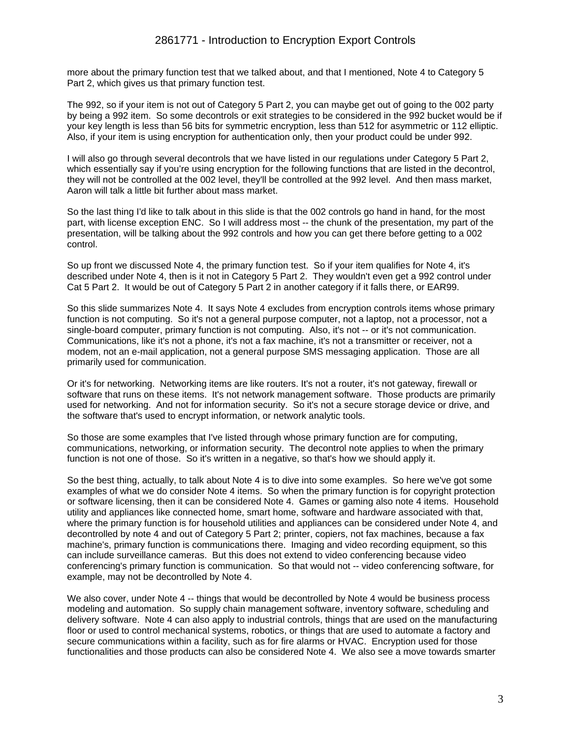more about the primary function test that we talked about, and that I mentioned, Note 4 to Category 5 Part 2, which gives us that primary function test.

The 992, so if your item is not out of Category 5 Part 2, you can maybe get out of going to the 002 party by being a 992 item. So some decontrols or exit strategies to be considered in the 992 bucket would be if your key length is less than 56 bits for symmetric encryption, less than 512 for asymmetric or 112 elliptic. Also, if your item is using encryption for authentication only, then your product could be under 992.

I will also go through several decontrols that we have listed in our regulations under Category 5 Part 2, which essentially say if you're using encryption for the following functions that are listed in the decontrol, they will not be controlled at the 002 level, they'll be controlled at the 992 level. And then mass market, Aaron will talk a little bit further about mass market.

So the last thing I'd like to talk about in this slide is that the 002 controls go hand in hand, for the most part, with license exception ENC. So I will address most -- the chunk of the presentation, my part of the presentation, will be talking about the 992 controls and how you can get there before getting to a 002 control.

So up front we discussed Note 4, the primary function test. So if your item qualifies for Note 4, it's described under Note 4, then is it not in Category 5 Part 2. They wouldn't even get a 992 control under Cat 5 Part 2. It would be out of Category 5 Part 2 in another category if it falls there, or EAR99.

So this slide summarizes Note 4. It says Note 4 excludes from encryption controls items whose primary function is not computing. So it's not a general purpose computer, not a laptop, not a processor, not a single-board computer, primary function is not computing. Also, it's not -- or it's not communication. Communications, like it's not a phone, it's not a fax machine, it's not a transmitter or receiver, not a modem, not an e-mail application, not a general purpose SMS messaging application. Those are all primarily used for communication.

Or it's for networking. Networking items are like routers. It's not a router, it's not gateway, firewall or software that runs on these items. It's not network management software. Those products are primarily used for networking. And not for information security. So it's not a secure storage device or drive, and the software that's used to encrypt information, or network analytic tools.

So those are some examples that I've listed through whose primary function are for computing, communications, networking, or information security. The decontrol note applies to when the primary function is not one of those. So it's written in a negative, so that's how we should apply it.

So the best thing, actually, to talk about Note 4 is to dive into some examples. So here we've got some examples of what we do consider Note 4 items. So when the primary function is for copyright protection or software licensing, then it can be considered Note 4. Games or gaming also note 4 items. Household utility and appliances like connected home, smart home, software and hardware associated with that, where the primary function is for household utilities and appliances can be considered under Note 4, and decontrolled by note 4 and out of Category 5 Part 2; printer, copiers, not fax machines, because a fax machine's, primary function is communications there. Imaging and video recording equipment, so this can include surveillance cameras. But this does not extend to video conferencing because video conferencing's primary function is communication. So that would not -- video conferencing software, for example, may not be decontrolled by Note 4.

We also cover, under Note 4 -- things that would be decontrolled by Note 4 would be business process modeling and automation. So supply chain management software, inventory software, scheduling and delivery software. Note 4 can also apply to industrial controls, things that are used on the manufacturing floor or used to control mechanical systems, robotics, or things that are used to automate a factory and secure communications within a facility, such as for fire alarms or HVAC. Encryption used for those functionalities and those products can also be considered Note 4. We also see a move towards smarter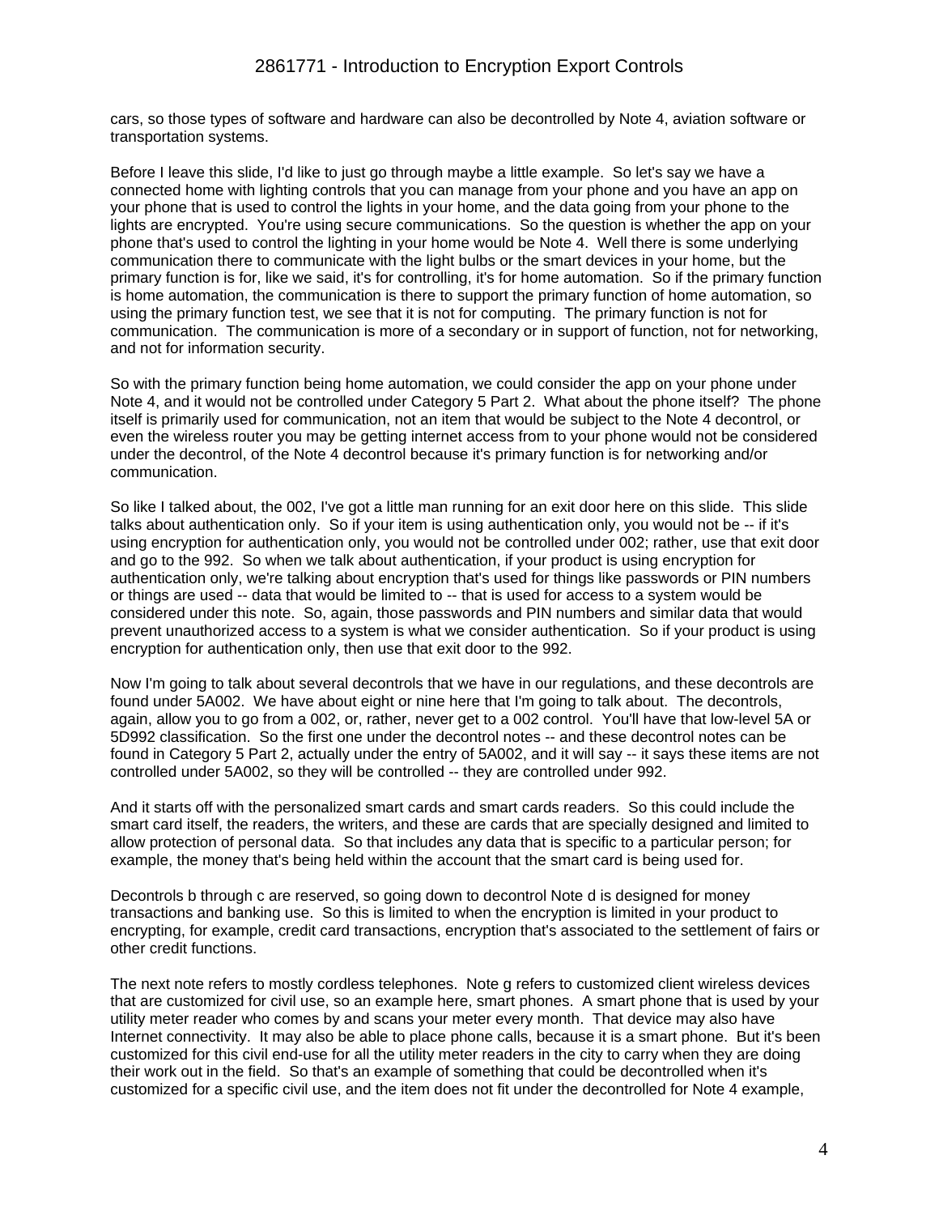cars, so those types of software and hardware can also be decontrolled by Note 4, aviation software or transportation systems.

Before I leave this slide, I'd like to just go through maybe a little example. So let's say we have a connected home with lighting controls that you can manage from your phone and you have an app on your phone that is used to control the lights in your home, and the data going from your phone to the lights are encrypted. You're using secure communications. So the question is whether the app on your phone that's used to control the lighting in your home would be Note 4. Well there is some underlying communication there to communicate with the light bulbs or the smart devices in your home, but the primary function is for, like we said, it's for controlling, it's for home automation. So if the primary function is home automation, the communication is there to support the primary function of home automation, so using the primary function test, we see that it is not for computing. The primary function is not for communication. The communication is more of a secondary or in support of function, not for networking, and not for information security.

So with the primary function being home automation, we could consider the app on your phone under Note 4, and it would not be controlled under Category 5 Part 2. What about the phone itself? The phone itself is primarily used for communication, not an item that would be subject to the Note 4 decontrol, or even the wireless router you may be getting internet access from to your phone would not be considered under the decontrol, of the Note 4 decontrol because it's primary function is for networking and/or communication.

So like I talked about, the 002, I've got a little man running for an exit door here on this slide. This slide talks about authentication only. So if your item is using authentication only, you would not be -- if it's using encryption for authentication only, you would not be controlled under 002; rather, use that exit door and go to the 992. So when we talk about authentication, if your product is using encryption for authentication only, we're talking about encryption that's used for things like passwords or PIN numbers or things are used -- data that would be limited to -- that is used for access to a system would be considered under this note. So, again, those passwords and PIN numbers and similar data that would prevent unauthorized access to a system is what we consider authentication. So if your product is using encryption for authentication only, then use that exit door to the 992.

Now I'm going to talk about several decontrols that we have in our regulations, and these decontrols are found under 5A002. We have about eight or nine here that I'm going to talk about. The decontrols, again, allow you to go from a 002, or, rather, never get to a 002 control. You'll have that low-level 5A or 5D992 classification. So the first one under the decontrol notes -- and these decontrol notes can be found in Category 5 Part 2, actually under the entry of 5A002, and it will say -- it says these items are not controlled under 5A002, so they will be controlled -- they are controlled under 992.

And it starts off with the personalized smart cards and smart cards readers. So this could include the smart card itself, the readers, the writers, and these are cards that are specially designed and limited to allow protection of personal data. So that includes any data that is specific to a particular person; for example, the money that's being held within the account that the smart card is being used for.

Decontrols b through c are reserved, so going down to decontrol Note d is designed for money transactions and banking use. So this is limited to when the encryption is limited in your product to encrypting, for example, credit card transactions, encryption that's associated to the settlement of fairs or other credit functions.

The next note refers to mostly cordless telephones. Note g refers to customized client wireless devices that are customized for civil use, so an example here, smart phones. A smart phone that is used by your utility meter reader who comes by and scans your meter every month. That device may also have Internet connectivity. It may also be able to place phone calls, because it is a smart phone. But it's been customized for this civil end-use for all the utility meter readers in the city to carry when they are doing their work out in the field. So that's an example of something that could be decontrolled when it's customized for a specific civil use, and the item does not fit under the decontrolled for Note 4 example,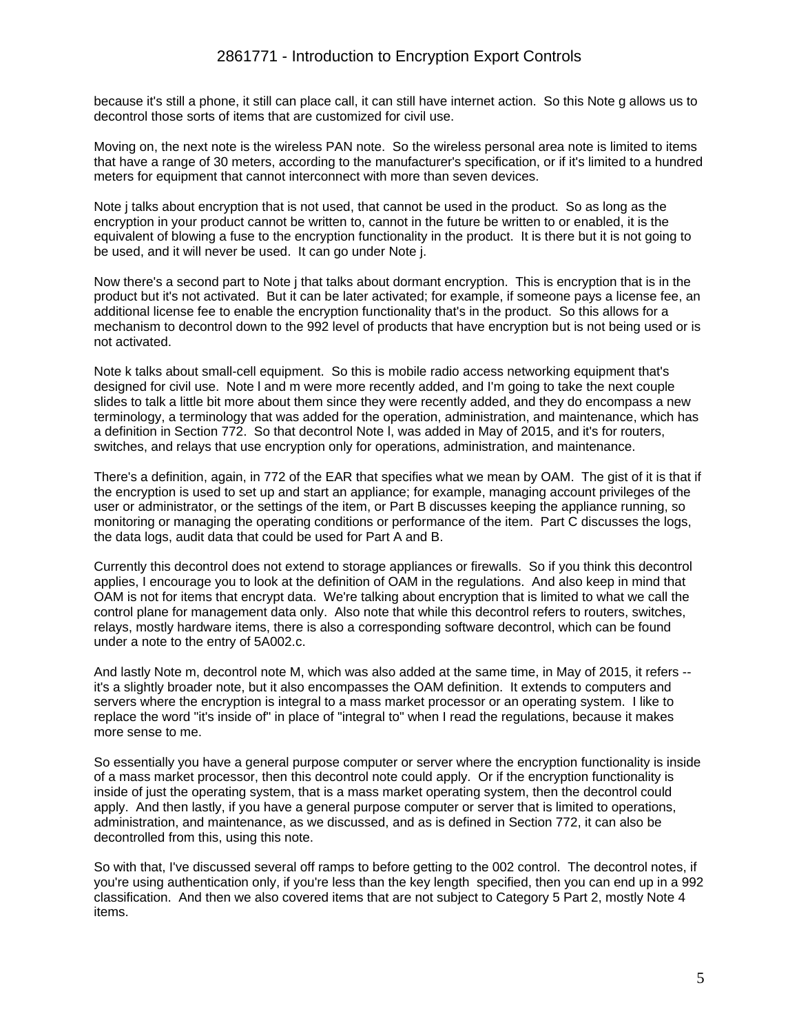because it's still a phone, it still can place call, it can still have internet action. So this Note g allows us to decontrol those sorts of items that are customized for civil use.

Moving on, the next note is the wireless PAN note. So the wireless personal area note is limited to items that have a range of 30 meters, according to the manufacturer's specification, or if it's limited to a hundred meters for equipment that cannot interconnect with more than seven devices.

Note j talks about encryption that is not used, that cannot be used in the product. So as long as the encryption in your product cannot be written to, cannot in the future be written to or enabled, it is the equivalent of blowing a fuse to the encryption functionality in the product. It is there but it is not going to be used, and it will never be used. It can go under Note j.

Now there's a second part to Note j that talks about dormant encryption. This is encryption that is in the product but it's not activated. But it can be later activated; for example, if someone pays a license fee, an additional license fee to enable the encryption functionality that's in the product. So this allows for a mechanism to decontrol down to the 992 level of products that have encryption but is not being used or is not activated.

Note k talks about small-cell equipment. So this is mobile radio access networking equipment that's designed for civil use. Note l and m were more recently added, and I'm going to take the next couple slides to talk a little bit more about them since they were recently added, and they do encompass a new terminology, a terminology that was added for the operation, administration, and maintenance, which has a definition in Section 772. So that decontrol Note l, was added in May of 2015, and it's for routers, switches, and relays that use encryption only for operations, administration, and maintenance.

There's a definition, again, in 772 of the EAR that specifies what we mean by OAM. The gist of it is that if the encryption is used to set up and start an appliance; for example, managing account privileges of the user or administrator, or the settings of the item, or Part B discusses keeping the appliance running, so monitoring or managing the operating conditions or performance of the item. Part C discusses the logs, the data logs, audit data that could be used for Part A and B.

Currently this decontrol does not extend to storage appliances or firewalls. So if you think this decontrol applies, I encourage you to look at the definition of OAM in the regulations. And also keep in mind that OAM is not for items that encrypt data. We're talking about encryption that is limited to what we call the control plane for management data only. Also note that while this decontrol refers to routers, switches, relays, mostly hardware items, there is also a corresponding software decontrol, which can be found under a note to the entry of 5A002.c.

And lastly Note m, decontrol note M, which was also added at the same time, in May of 2015, it refers -- it's a slightly broader note, but it also encompasses the OAM definition. It extends to computers and servers where the encryption is integral to a mass market processor or an operating system. I like to replace the word "it's inside of" in place of "integral to" when I read the regulations, because it makes more sense to me.

So essentially you have a general purpose computer or server where the encryption functionality is inside of a mass market processor, then this decontrol note could apply. Or if the encryption functionality is inside of just the operating system, that is a mass market operating system, then the decontrol could apply. And then lastly, if you have a general purpose computer or server that is limited to operations, administration, and maintenance, as we discussed, and as is defined in Section 772, it can also be decontrolled from this, using this note.

So with that, I've discussed several off ramps to before getting to the 002 control. The decontrol notes, if you're using authentication only, if you're less than the key length specified, then you can end up in a 992 classification. And then we also covered items that are not subject to Category 5 Part 2, mostly Note 4 items.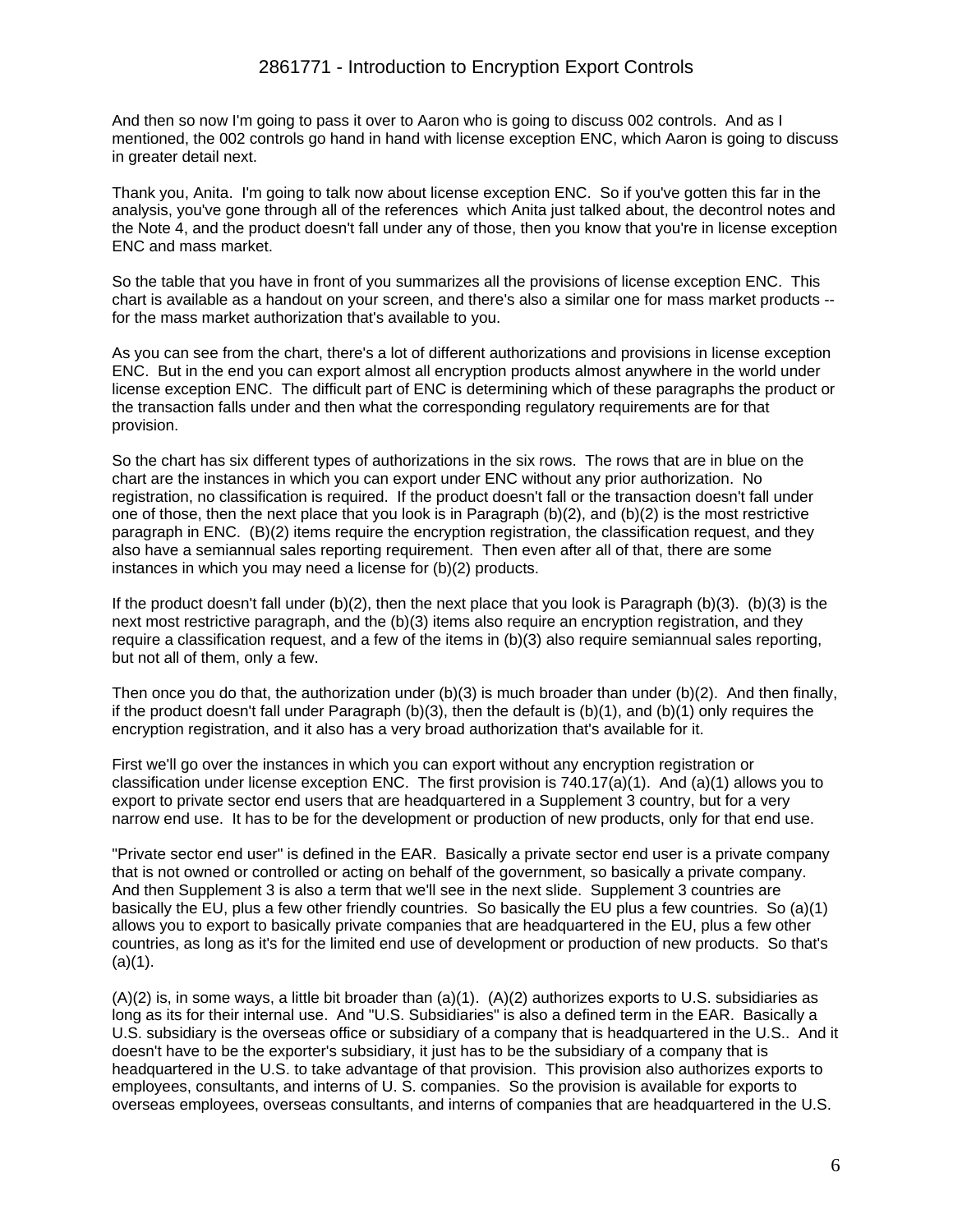And then so now I'm going to pass it over to Aaron who is going to discuss 002 controls. And as I mentioned, the 002 controls go hand in hand with license exception ENC, which Aaron is going to discuss in greater detail next.

Thank you, Anita. I'm going to talk now about license exception ENC. So if you've gotten this far in the analysis, you've gone through all of the references which Anita just talked about, the decontrol notes and the Note 4, and the product doesn't fall under any of those, then you know that you're in license exception ENC and mass market.

So the table that you have in front of you summarizes all the provisions of license exception ENC. This chart is available as a handout on your screen, and there's also a similar one for mass market products -- for the mass market authorization that's available to you.

As you can see from the chart, there's a lot of different authorizations and provisions in license exception ENC. But in the end you can export almost all encryption products almost anywhere in the world under license exception ENC. The difficult part of ENC is determining which of these paragraphs the product or the transaction falls under and then what the corresponding regulatory requirements are for that provision.

So the chart has six different types of authorizations in the six rows. The rows that are in blue on the chart are the instances in which you can export under ENC without any prior authorization. No registration, no classification is required. If the product doesn't fall or the transaction doesn't fall under one of those, then the next place that you look is in Paragraph (b)(2), and (b)(2) is the most restrictive paragraph in ENC. (B)(2) items require the encryption registration, the classification request, and they also have a semiannual sales reporting requirement. Then even after all of that, there are some instances in which you may need a license for (b)(2) products.

If the product doesn't fall under (b)(2), then the next place that you look is Paragraph (b)(3). (b)(3) is the next most restrictive paragraph, and the (b)(3) items also require an encryption registration, and they require a classification request, and a few of the items in (b)(3) also require semiannual sales reporting, but not all of them, only a few.

Then once you do that, the authorization under (b)(3) is much broader than under (b)(2). And then finally, if the product doesn't fall under Paragraph (b)(3), then the default is (b)(1), and (b)(1) only requires the encryption registration, and it also has a very broad authorization that's available for it.

First we'll go over the instances in which you can export without any encryption registration or classification under license exception ENC. The first provision is 740.17(a)(1). And (a)(1) allows you to export to private sector end users that are headquartered in a Supplement 3 country, but for a very narrow end use. It has to be for the development or production of new products, only for that end use.

"Private sector end user" is defined in the EAR. Basically a private sector end user is a private company that is not owned or controlled or acting on behalf of the government, so basically a private company. And then Supplement 3 is also a term that we'll see in the next slide. Supplement 3 countries are basically the EU, plus a few other friendly countries. So basically the EU plus a few countries. So (a)(1) allows you to export to basically private companies that are headquartered in the EU, plus a few other countries, as long as it's for the limited end use of development or production of new products. So that's (a)(1).

(A)(2) is, in some ways, a little bit broader than (a)(1). (A)(2) authorizes exports to U.S. subsidiaries as long as its for their internal use. And "U.S. Subsidiaries" is also a defined term in the EAR. Basically a U.S. subsidiary is the overseas office or subsidiary of a company that is headquartered in the U.S.. And it doesn't have to be the exporter's subsidiary, it just has to be the subsidiary of a company that is headquartered in the U.S. to take advantage of that provision. This provision also authorizes exports to employees, consultants, and interns of U. S. companies. So the provision is available for exports to overseas employees, overseas consultants, and interns of companies that are headquartered in the U.S.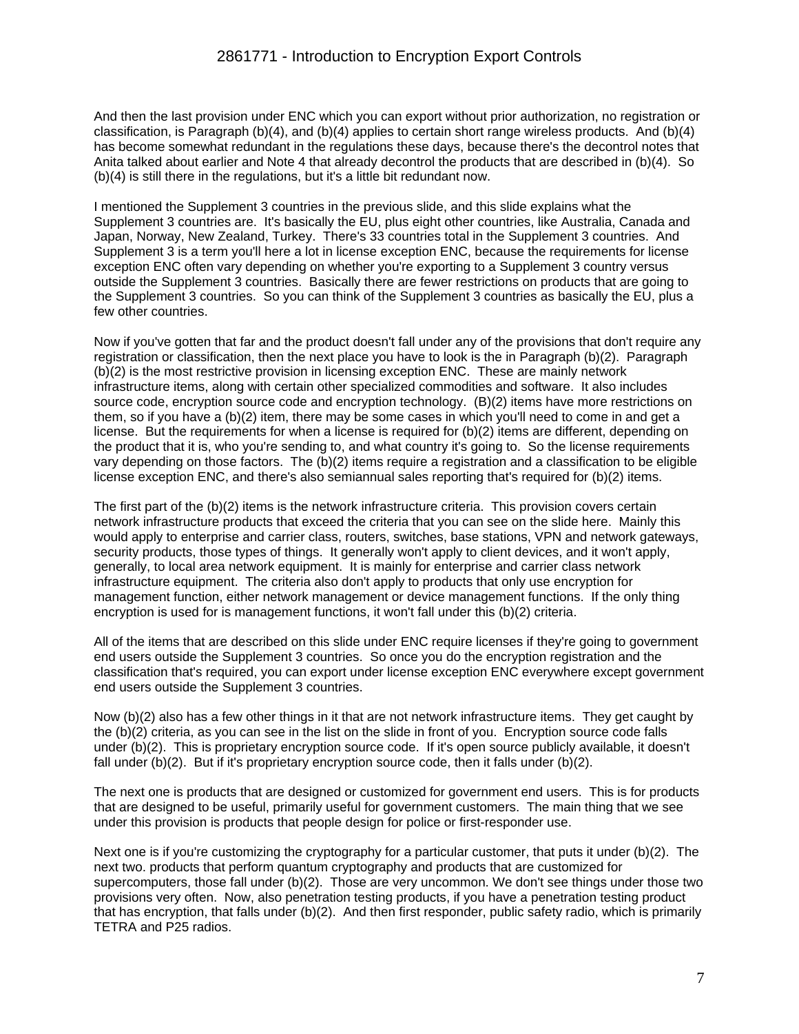And then the last provision under ENC which you can export without prior authorization, no registration or classification, is Paragraph (b)(4), and (b)(4) applies to certain short range wireless products. And (b)(4) has become somewhat redundant in the regulations these days, because there's the decontrol notes that Anita talked about earlier and Note 4 that already decontrol the products that are described in (b)(4). So (b)(4) is still there in the regulations, but it's a little bit redundant now.

I mentioned the Supplement 3 countries in the previous slide, and this slide explains what the Supplement 3 countries are. It's basically the EU, plus eight other countries, like Australia, Canada and Japan, Norway, New Zealand, Turkey. There's 33 countries total in the Supplement 3 countries. And Supplement 3 is a term you'll here a lot in license exception ENC, because the requirements for license exception ENC often vary depending on whether you're exporting to a Supplement 3 country versus outside the Supplement 3 countries. Basically there are fewer restrictions on products that are going to the Supplement 3 countries. So you can think of the Supplement 3 countries as basically the EU, plus a few other countries.

Now if you've gotten that far and the product doesn't fall under any of the provisions that don't require any registration or classification, then the next place you have to look is the in Paragraph (b)(2). Paragraph (b)(2) is the most restrictive provision in licensing exception ENC. These are mainly network infrastructure items, along with certain other specialized commodities and software. It also includes source code, encryption source code and encryption technology. (B)(2) items have more restrictions on them, so if you have a (b)(2) item, there may be some cases in which you'll need to come in and get a license. But the requirements for when a license is required for (b)(2) items are different, depending on the product that it is, who you're sending to, and what country it's going to. So the license requirements vary depending on those factors. The (b)(2) items require a registration and a classification to be eligible license exception ENC, and there's also semiannual sales reporting that's required for (b)(2) items.

The first part of the (b)(2) items is the network infrastructure criteria. This provision covers certain network infrastructure products that exceed the criteria that you can see on the slide here. Mainly this would apply to enterprise and carrier class, routers, switches, base stations, VPN and network gateways, security products, those types of things. It generally won't apply to client devices, and it won't apply, generally, to local area network equipment. It is mainly for enterprise and carrier class network infrastructure equipment. The criteria also don't apply to products that only use encryption for management function, either network management or device management functions. If the only thing encryption is used for is management functions, it won't fall under this (b)(2) criteria.

All of the items that are described on this slide under ENC require licenses if they're going to government end users outside the Supplement 3 countries. So once you do the encryption registration and the classification that's required, you can export under license exception ENC everywhere except government end users outside the Supplement 3 countries.

Now (b)(2) also has a few other things in it that are not network infrastructure items. They get caught by the (b)(2) criteria, as you can see in the list on the slide in front of you. Encryption source code falls under (b)(2). This is proprietary encryption source code. If it's open source publicly available, it doesn't fall under (b)(2). But if it's proprietary encryption source code, then it falls under (b)(2).

The next one is products that are designed or customized for government end users. This is for products that are designed to be useful, primarily useful for government customers. The main thing that we see under this provision is products that people design for police or first-responder use.

Next one is if you're customizing the cryptography for a particular customer, that puts it under (b)(2). The next two. products that perform quantum cryptography and products that are customized for supercomputers, those fall under (b)(2). Those are very uncommon. We don't see things under those two provisions very often. Now, also penetration testing products, if you have a penetration testing product that has encryption, that falls under (b)(2). And then first responder, public safety radio, which is primarily TETRA and P25 radios.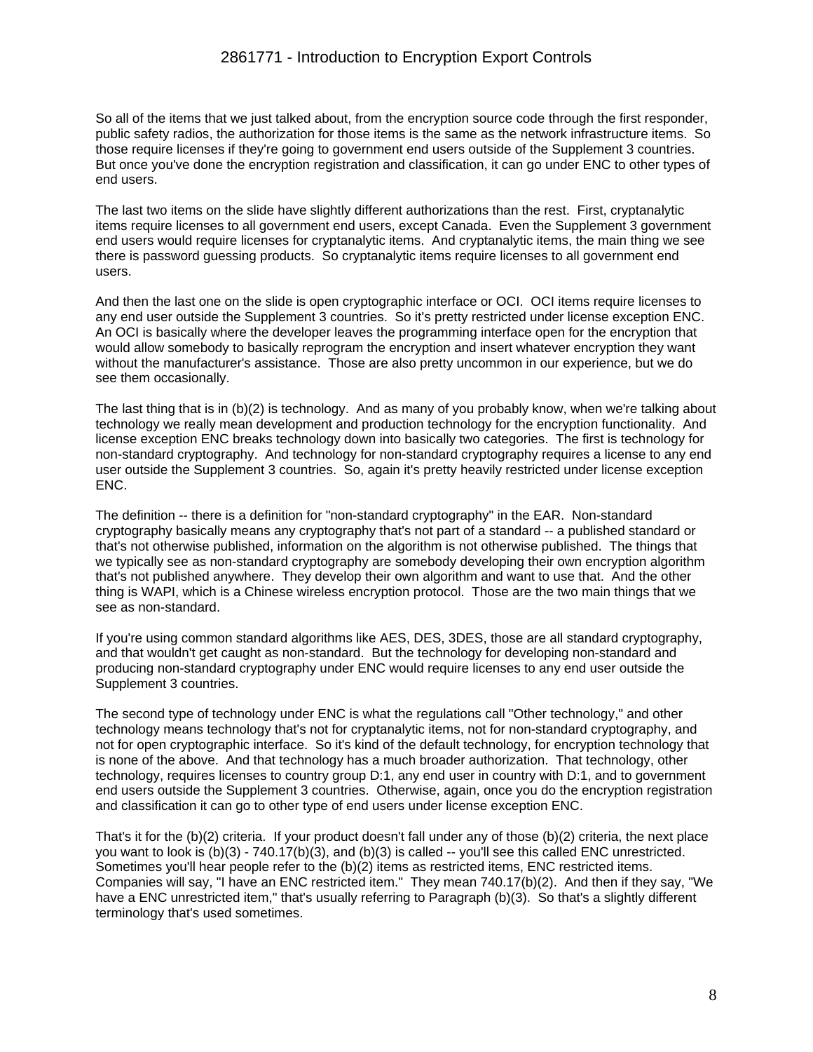So all of the items that we just talked about, from the encryption source code through the first responder, public safety radios, the authorization for those items is the same as the network infrastructure items. So those require licenses if they're going to government end users outside of the Supplement 3 countries. But once you've done the encryption registration and classification, it can go under ENC to other types of end users.

The last two items on the slide have slightly different authorizations than the rest. First, cryptanalytic items require licenses to all government end users, except Canada. Even the Supplement 3 government end users would require licenses for cryptanalytic items. And cryptanalytic items, the main thing we see there is password guessing products. So cryptanalytic items require licenses to all government end users.

And then the last one on the slide is open cryptographic interface or OCI. OCI items require licenses to any end user outside the Supplement 3 countries. So it's pretty restricted under license exception ENC. An OCI is basically where the developer leaves the programming interface open for the encryption that would allow somebody to basically reprogram the encryption and insert whatever encryption they want without the manufacturer's assistance. Those are also pretty uncommon in our experience, but we do see them occasionally.

The last thing that is in (b)(2) is technology. And as many of you probably know, when we're talking about technology we really mean development and production technology for the encryption functionality. And license exception ENC breaks technology down into basically two categories. The first is technology for non-standard cryptography. And technology for non-standard cryptography requires a license to any end user outside the Supplement 3 countries. So, again it's pretty heavily restricted under license exception ENC.

The definition -- there is a definition for "non-standard cryptography" in the EAR. Non-standard cryptography basically means any cryptography that's not part of a standard -- a published standard or that's not otherwise published, information on the algorithm is not otherwise published. The things that we typically see as non-standard cryptography are somebody developing their own encryption algorithm that's not published anywhere. They develop their own algorithm and want to use that. And the other thing is WAPI, which is a Chinese wireless encryption protocol. Those are the two main things that we see as non-standard.

If you're using common standard algorithms like AES, DES, 3DES, those are all standard cryptography, and that wouldn't get caught as non-standard. But the technology for developing non-standard and producing non-standard cryptography under ENC would require licenses to any end user outside the Supplement 3 countries.

The second type of technology under ENC is what the regulations call "Other technology," and other technology means technology that's not for cryptanalytic items, not for non-standard cryptography, and not for open cryptographic interface. So it's kind of the default technology, for encryption technology that is none of the above. And that technology has a much broader authorization. That technology, other technology, requires licenses to country group D:1, any end user in country with D:1, and to government end users outside the Supplement 3 countries. Otherwise, again, once you do the encryption registration and classification it can go to other type of end users under license exception ENC.

That's it for the (b)(2) criteria. If your product doesn't fall under any of those (b)(2) criteria, the next place you want to look is (b)(3) - 740.17(b)(3), and (b)(3) is called -- you'll see this called ENC unrestricted. Sometimes you'll hear people refer to the (b)(2) items as restricted items, ENC restricted items. Companies will say, "I have an ENC restricted item." They mean 740.17(b)(2). And then if they say, "We have a ENC unrestricted item," that's usually referring to Paragraph (b)(3). So that's a slightly different terminology that's used sometimes.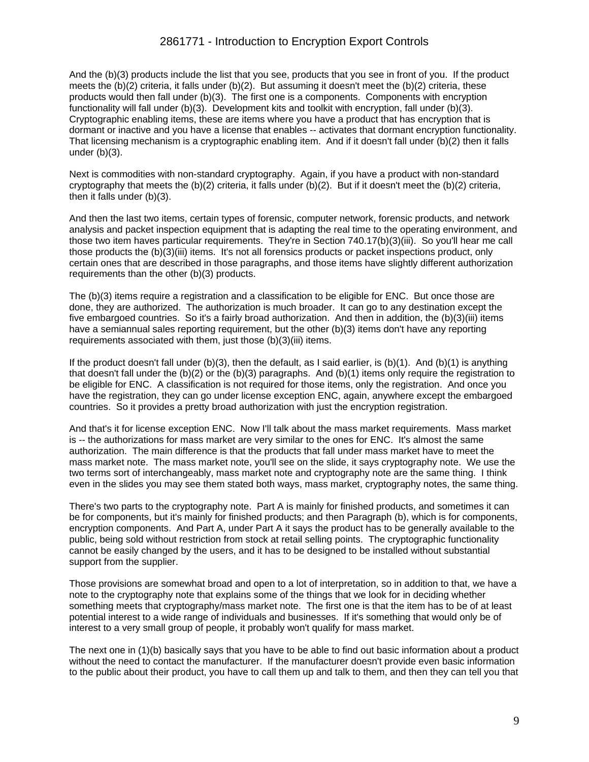And the (b)(3) products include the list that you see, products that you see in front of you. If the product meets the (b)(2) criteria, it falls under (b)(2). But assuming it doesn't meet the (b)(2) criteria, these products would then fall under (b)(3). The first one is a components. Components with encryption functionality will fall under (b)(3). Development kits and toolkit with encryption, fall under (b)(3). Cryptographic enabling items, these are items where you have a product that has encryption that is dormant or inactive and you have a license that enables -- activates that dormant encryption functionality. That licensing mechanism is a cryptographic enabling item. And if it doesn't fall under (b)(2) then it falls under (b)(3).

Next is commodities with non-standard cryptography. Again, if you have a product with non-standard cryptography that meets the (b)(2) criteria, it falls under (b)(2). But if it doesn't meet the (b)(2) criteria, then it falls under (b)(3).

And then the last two items, certain types of forensic, computer network, forensic products, and network analysis and packet inspection equipment that is adapting the real time to the operating environment, and those two item haves particular requirements. They're in Section 740.17(b)(3)(iii). So you'll hear me call those products the (b)(3)(iii) items. It's not all forensics products or packet inspections product, only certain ones that are described in those paragraphs, and those items have slightly different authorization requirements than the other (b)(3) products.

The (b)(3) items require a registration and a classification to be eligible for ENC. But once those are done, they are authorized. The authorization is much broader. It can go to any destination except the five embargoed countries. So it's a fairly broad authorization. And then in addition, the (b)(3)(iii) items have a semiannual sales reporting requirement, but the other (b)(3) items don't have any reporting requirements associated with them, just those (b)(3)(iii) items.

If the product doesn't fall under (b)(3), then the default, as I said earlier, is (b)(1). And (b)(1) is anything that doesn't fall under the (b)(2) or the (b)(3) paragraphs. And (b)(1) items only require the registration to be eligible for ENC. A classification is not required for those items, only the registration. And once you have the registration, they can go under license exception ENC, again, anywhere except the embargoed countries. So it provides a pretty broad authorization with just the encryption registration.

And that's it for license exception ENC. Now I'll talk about the mass market requirements. Mass market is -- the authorizations for mass market are very similar to the ones for ENC. It's almost the same authorization. The main difference is that the products that fall under mass market have to meet the mass market note. The mass market note, you'll see on the slide, it says cryptography note. We use the two terms sort of interchangeably, mass market note and cryptography note are the same thing. I think even in the slides you may see them stated both ways, mass market, cryptography notes, the same thing.

There's two parts to the cryptography note. Part A is mainly for finished products, and sometimes it can be for components, but it's mainly for finished products; and then Paragraph (b), which is for components, encryption components. And Part A, under Part A it says the product has to be generally available to the public, being sold without restriction from stock at retail selling points. The cryptographic functionality cannot be easily changed by the users, and it has to be designed to be installed without substantial support from the supplier.

Those provisions are somewhat broad and open to a lot of interpretation, so in addition to that, we have a note to the cryptography note that explains some of the things that we look for in deciding whether something meets that cryptography/mass market note. The first one is that the item has to be of at least potential interest to a wide range of individuals and businesses. If it's something that would only be of interest to a very small group of people, it probably won't qualify for mass market.

The next one in (1)(b) basically says that you have to be able to find out basic information about a product without the need to contact the manufacturer. If the manufacturer doesn't provide even basic information to the public about their product, you have to call them up and talk to them, and then they can tell you that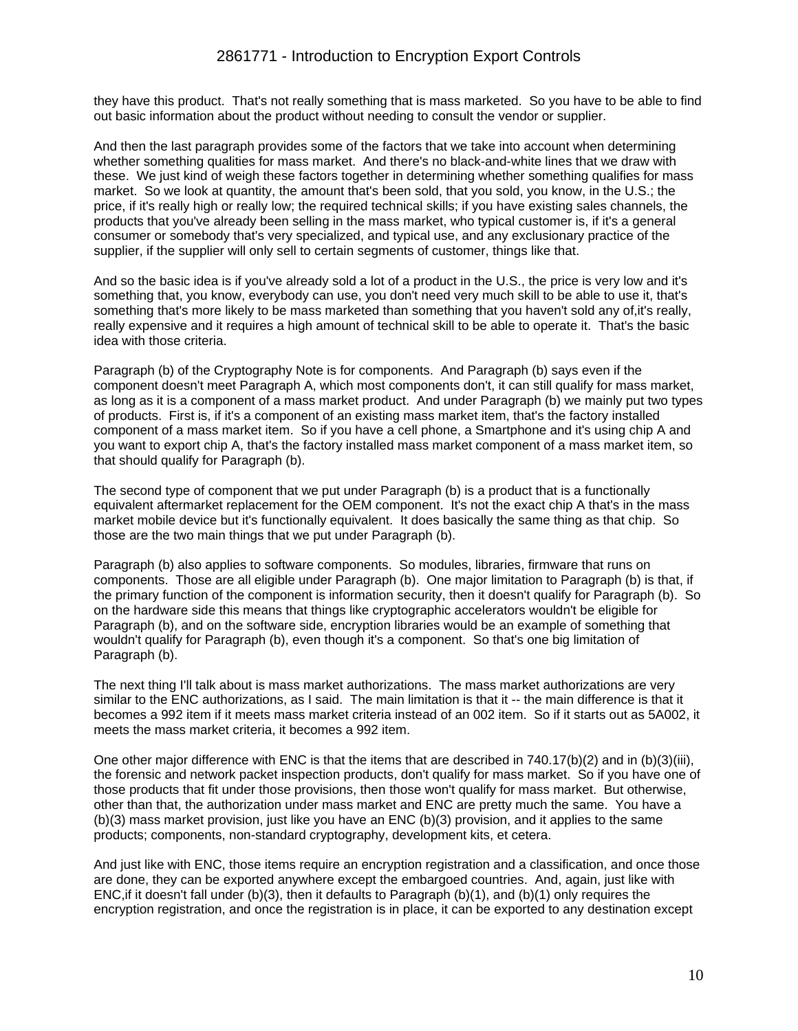they have this product. That's not really something that is mass marketed. So you have to be able to find out basic information about the product without needing to consult the vendor or supplier.

And then the last paragraph provides some of the factors that we take into account when determining whether something qualities for mass market. And there's no black-and-white lines that we draw with these. We just kind of weigh these factors together in determining whether something qualifies for mass market. So we look at quantity, the amount that's been sold, that you sold, you know, in the U.S.; the price, if it's really high or really low; the required technical skills; if you have existing sales channels, the products that you've already been selling in the mass market, who typical customer is, if it's a general consumer or somebody that's very specialized, and typical use, and any exclusionary practice of the supplier, if the supplier will only sell to certain segments of customer, things like that.

And so the basic idea is if you've already sold a lot of a product in the U.S., the price is very low and it's something that, you know, everybody can use, you don't need very much skill to be able to use it, that's something that's more likely to be mass marketed than something that you haven't sold any of,it's really, really expensive and it requires a high amount of technical skill to be able to operate it. That's the basic idea with those criteria.

Paragraph (b) of the Cryptography Note is for components. And Paragraph (b) says even if the component doesn't meet Paragraph A, which most components don't, it can still qualify for mass market, as long as it is a component of a mass market product. And under Paragraph (b) we mainly put two types of products. First is, if it's a component of an existing mass market item, that's the factory installed component of a mass market item. So if you have a cell phone, a Smartphone and it's using chip A and you want to export chip A, that's the factory installed mass market component of a mass market item, so that should qualify for Paragraph (b).

The second type of component that we put under Paragraph (b) is a product that is a functionally equivalent aftermarket replacement for the OEM component. It's not the exact chip A that's in the mass market mobile device but it's functionally equivalent. It does basically the same thing as that chip. So those are the two main things that we put under Paragraph (b).

Paragraph (b) also applies to software components. So modules, libraries, firmware that runs on components. Those are all eligible under Paragraph (b). One major limitation to Paragraph (b) is that, if the primary function of the component is information security, then it doesn't qualify for Paragraph (b). So on the hardware side this means that things like cryptographic accelerators wouldn't be eligible for Paragraph (b), and on the software side, encryption libraries would be an example of something that wouldn't qualify for Paragraph (b), even though it's a component. So that's one big limitation of Paragraph (b).

The next thing I'll talk about is mass market authorizations. The mass market authorizations are very similar to the ENC authorizations, as I said. The main limitation is that it -- the main difference is that it becomes a 992 item if it meets mass market criteria instead of an 002 item. So if it starts out as 5A002, it meets the mass market criteria, it becomes a 992 item.

One other major difference with ENC is that the items that are described in 740.17(b)(2) and in (b)(3)(iii), the forensic and network packet inspection products, don't qualify for mass market. So if you have one of those products that fit under those provisions, then those won't qualify for mass market. But otherwise, other than that, the authorization under mass market and ENC are pretty much the same. You have a (b)(3) mass market provision, just like you have an ENC (b)(3) provision, and it applies to the same products; components, non-standard cryptography, development kits, et cetera.

And just like with ENC, those items require an encryption registration and a classification, and once those are done, they can be exported anywhere except the embargoed countries. And, again, just like with ENC,if it doesn't fall under (b)(3), then it defaults to Paragraph (b)(1), and (b)(1) only requires the encryption registration, and once the registration is in place, it can be exported to any destination except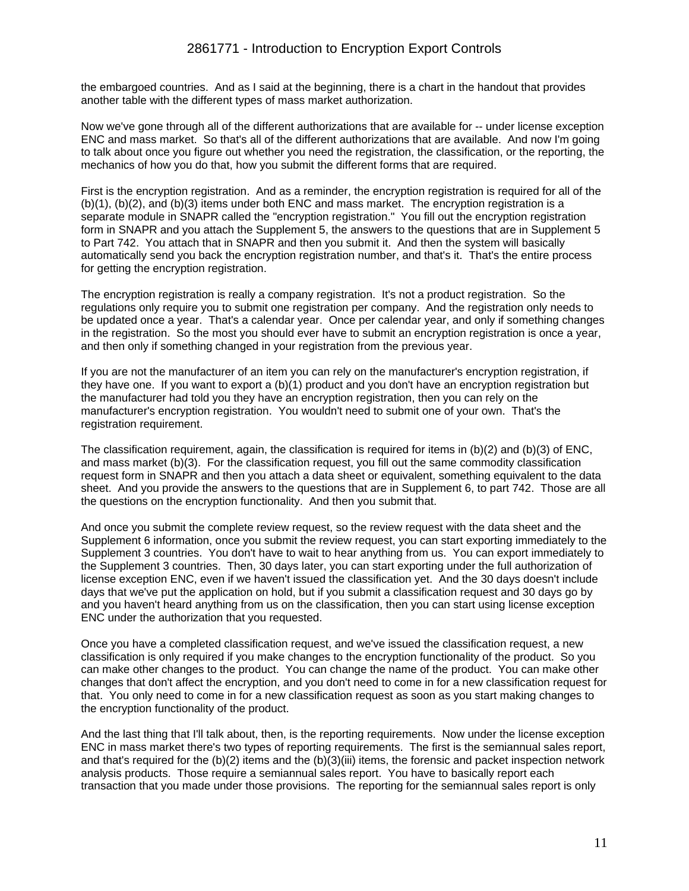the embargoed countries. And as I said at the beginning, there is a chart in the handout that provides another table with the different types of mass market authorization.

Now we've gone through all of the different authorizations that are available for -- under license exception ENC and mass market. So that's all of the different authorizations that are available. And now I'm going to talk about once you figure out whether you need the registration, the classification, or the reporting, the mechanics of how you do that, how you submit the different forms that are required.

First is the encryption registration. And as a reminder, the encryption registration is required for all of the (b)(1), (b)(2), and (b)(3) items under both ENC and mass market. The encryption registration is a separate module in SNAPR called the "encryption registration." You fill out the encryption registration form in SNAPR and you attach the Supplement 5, the answers to the questions that are in Supplement 5 to Part 742. You attach that in SNAPR and then you submit it. And then the system will basically automatically send you back the encryption registration number, and that's it. That's the entire process for getting the encryption registration.

The encryption registration is really a company registration. It's not a product registration. So the regulations only require you to submit one registration per company. And the registration only needs to be updated once a year. That's a calendar year. Once per calendar year, and only if something changes in the registration. So the most you should ever have to submit an encryption registration is once a year, and then only if something changed in your registration from the previous year.

If you are not the manufacturer of an item you can rely on the manufacturer's encryption registration, if they have one. If you want to export a (b)(1) product and you don't have an encryption registration but the manufacturer had told you they have an encryption registration, then you can rely on the manufacturer's encryption registration. You wouldn't need to submit one of your own. That's the registration requirement.

The classification requirement, again, the classification is required for items in (b)(2) and (b)(3) of ENC, and mass market (b)(3). For the classification request, you fill out the same commodity classification request form in SNAPR and then you attach a data sheet or equivalent, something equivalent to the data sheet. And you provide the answers to the questions that are in Supplement 6, to part 742. Those are all the questions on the encryption functionality. And then you submit that.

And once you submit the complete review request, so the review request with the data sheet and the Supplement 6 information, once you submit the review request, you can start exporting immediately to the Supplement 3 countries. You don't have to wait to hear anything from us. You can export immediately to the Supplement 3 countries. Then, 30 days later, you can start exporting under the full authorization of license exception ENC, even if we haven't issued the classification yet. And the 30 days doesn't include days that we've put the application on hold, but if you submit a classification request and 30 days go by and you haven't heard anything from us on the classification, then you can start using license exception ENC under the authorization that you requested.

Once you have a completed classification request, and we've issued the classification request, a new classification is only required if you make changes to the encryption functionality of the product. So you can make other changes to the product. You can change the name of the product. You can make other changes that don't affect the encryption, and you don't need to come in for a new classification request for that. You only need to come in for a new classification request as soon as you start making changes to the encryption functionality of the product.

And the last thing that I'll talk about, then, is the reporting requirements. Now under the license exception ENC in mass market there's two types of reporting requirements. The first is the semiannual sales report, and that's required for the (b)(2) items and the (b)(3)(iii) items, the forensic and packet inspection network analysis products. Those require a semiannual sales report. You have to basically report each transaction that you made under those provisions. The reporting for the semiannual sales report is only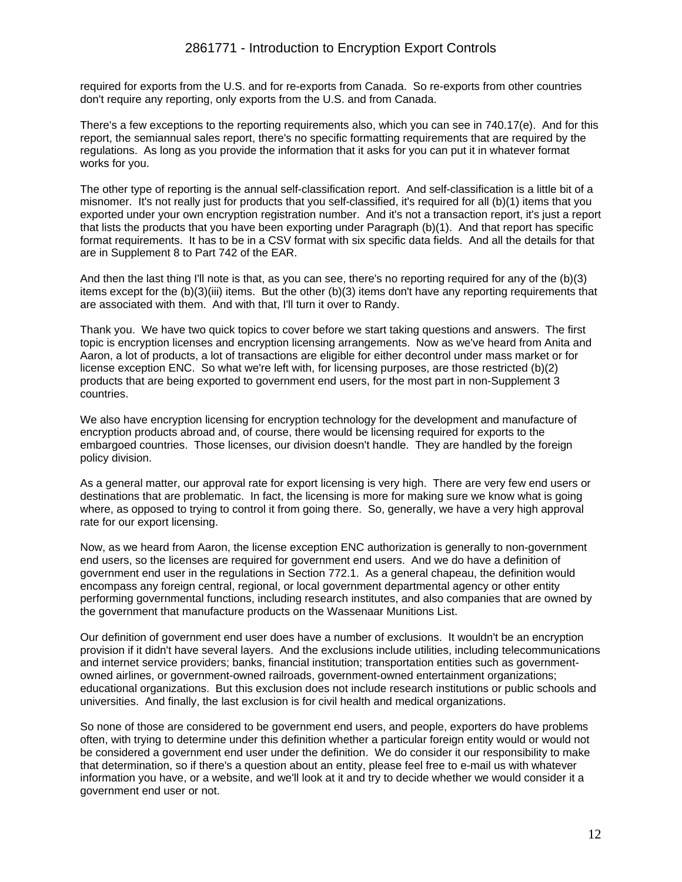required for exports from the U.S. and for re-exports from Canada. So re-exports from other countries don't require any reporting, only exports from the U.S. and from Canada.

There's a few exceptions to the reporting requirements also, which you can see in 740.17(e). And for this report, the semiannual sales report, there's no specific formatting requirements that are required by the regulations. As long as you provide the information that it asks for you can put it in whatever format works for you.

The other type of reporting is the annual self-classification report. And self-classification is a little bit of a misnomer. It's not really just for products that you self-classified, it's required for all (b)(1) items that you exported under your own encryption registration number. And it's not a transaction report, it's just a report that lists the products that you have been exporting under Paragraph (b)(1). And that report has specific format requirements. It has to be in a CSV format with six specific data fields. And all the details for that are in Supplement 8 to Part 742 of the EAR.

And then the last thing I'll note is that, as you can see, there's no reporting required for any of the (b)(3) items except for the (b)(3)(iii) items. But the other (b)(3) items don't have any reporting requirements that are associated with them. And with that, I'll turn it over to Randy.

Thank you. We have two quick topics to cover before we start taking questions and answers. The first topic is encryption licenses and encryption licensing arrangements. Now as we've heard from Anita and Aaron, a lot of products, a lot of transactions are eligible for either decontrol under mass market or for license exception ENC. So what we're left with, for licensing purposes, are those restricted (b)(2) products that are being exported to government end users, for the most part in non-Supplement 3 countries.

We also have encryption licensing for encryption technology for the development and manufacture of encryption products abroad and, of course, there would be licensing required for exports to the embargoed countries. Those licenses, our division doesn't handle. They are handled by the foreign policy division.

As a general matter, our approval rate for export licensing is very high. There are very few end users or destinations that are problematic. In fact, the licensing is more for making sure we know what is going where, as opposed to trying to control it from going there. So, generally, we have a very high approval rate for our export licensing.

Now, as we heard from Aaron, the license exception ENC authorization is generally to non-government end users, so the licenses are required for government end users. And we do have a definition of government end user in the regulations in Section 772.1. As a general chapeau, the definition would encompass any foreign central, regional, or local government departmental agency or other entity performing governmental functions, including research institutes, and also companies that are owned by the government that manufacture products on the Wassenaar Munitions List.

Our definition of government end user does have a number of exclusions. It wouldn't be an encryption provision if it didn't have several layers. And the exclusions include utilities, including telecommunications and internet service providers; banks, financial institution; transportation entities such as government-owned airlines, or government-owned railroads, government-owned entertainment organizations; educational organizations. But this exclusion does not include research institutions or public schools and universities. And finally, the last exclusion is for civil health and medical organizations.

So none of those are considered to be government end users, and people, exporters do have problems often, with trying to determine under this definition whether a particular foreign entity would or would not be considered a government end user under the definition. We do consider it our responsibility to make that determination, so if there's a question about an entity, please feel free to e-mail us with whatever information you have, or a website, and we'll look at it and try to decide whether we would consider it a government end user or not.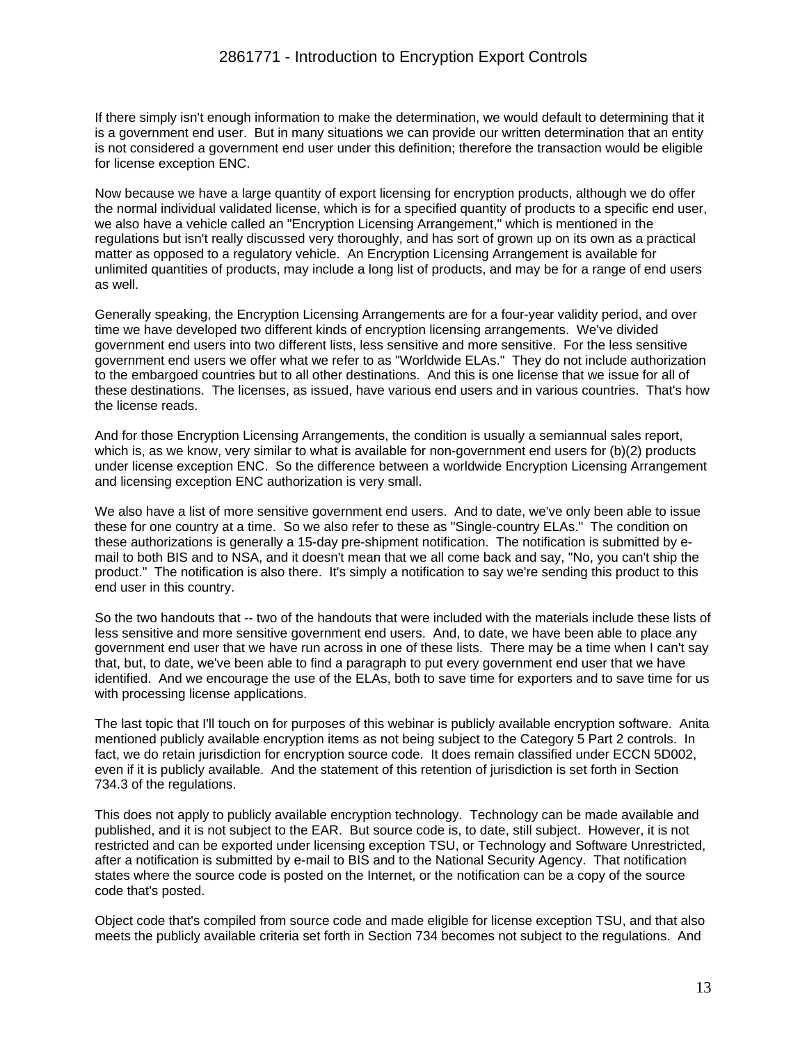If there simply isn't enough information to make the determination, we would default to determining that it is a government end user. But in many situations we can provide our written determination that an entity is not considered a government end user under this definition; therefore the transaction would be eligible for license exception ENC.

Now because we have a large quantity of export licensing for encryption products, although we do offer the normal individual validated license, which is for a specified quantity of products to a specific end user, we also have a vehicle called an "Encryption Licensing Arrangement," which is mentioned in the regulations but isn't really discussed very thoroughly, and has sort of grown up on its own as a practical matter as opposed to a regulatory vehicle. An Encryption Licensing Arrangement is available for unlimited quantities of products, may include a long list of products, and may be for a range of end users as well.

Generally speaking, the Encryption Licensing Arrangements are for a four-year validity period, and over time we have developed two different kinds of encryption licensing arrangements. We've divided government end users into two different lists, less sensitive and more sensitive. For the less sensitive government end users we offer what we refer to as "Worldwide ELAs." They do not include authorization to the embargoed countries but to all other destinations. And this is one license that we issue for all of these destinations. The licenses, as issued, have various end users and in various countries. That's how the license reads.

And for those Encryption Licensing Arrangements, the condition is usually a semiannual sales report, which is, as we know, very similar to what is available for non-government end users for (b)(2) products under license exception ENC. So the difference between a worldwide Encryption Licensing Arrangement and licensing exception ENC authorization is very small.

We also have a list of more sensitive government end users. And to date, we've only been able to issue these for one country at a time. So we also refer to these as "Single-country ELAs." The condition on these authorizations is generally a 15-day pre-shipment notification. The notification is submitted by e-mail to both BIS and to NSA, and it doesn't mean that we all come back and say, "No, you can't ship the product." The notification is also there. It's simply a notification to say we're sending this product to this end user in this country.

So the two handouts that -- two of the handouts that were included with the materials include these lists of less sensitive and more sensitive government end users. And, to date, we have been able to place any government end user that we have run across in one of these lists. There may be a time when I can't say that, but, to date, we've been able to find a paragraph to put every government end user that we have identified. And we encourage the use of the ELAs, both to save time for exporters and to save time for us with processing license applications.

The last topic that I'll touch on for purposes of this webinar is publicly available encryption software. Anita mentioned publicly available encryption items as not being subject to the Category 5 Part 2 controls. In fact, we do retain jurisdiction for encryption source code. It does remain classified under ECCN 5D002, even if it is publicly available. And the statement of this retention of jurisdiction is set forth in Section 734.3 of the regulations.

This does not apply to publicly available encryption technology. Technology can be made available and published, and it is not subject to the EAR. But source code is, to date, still subject. However, it is not restricted and can be exported under licensing exception TSU, or Technology and Software Unrestricted, after a notification is submitted by e-mail to BIS and to the National Security Agency. That notification states where the source code is posted on the Internet, or the notification can be a copy of the source code that's posted.

Object code that's compiled from source code and made eligible for license exception TSU, and that also meets the publicly available criteria set forth in Section 734 becomes not subject to the regulations. And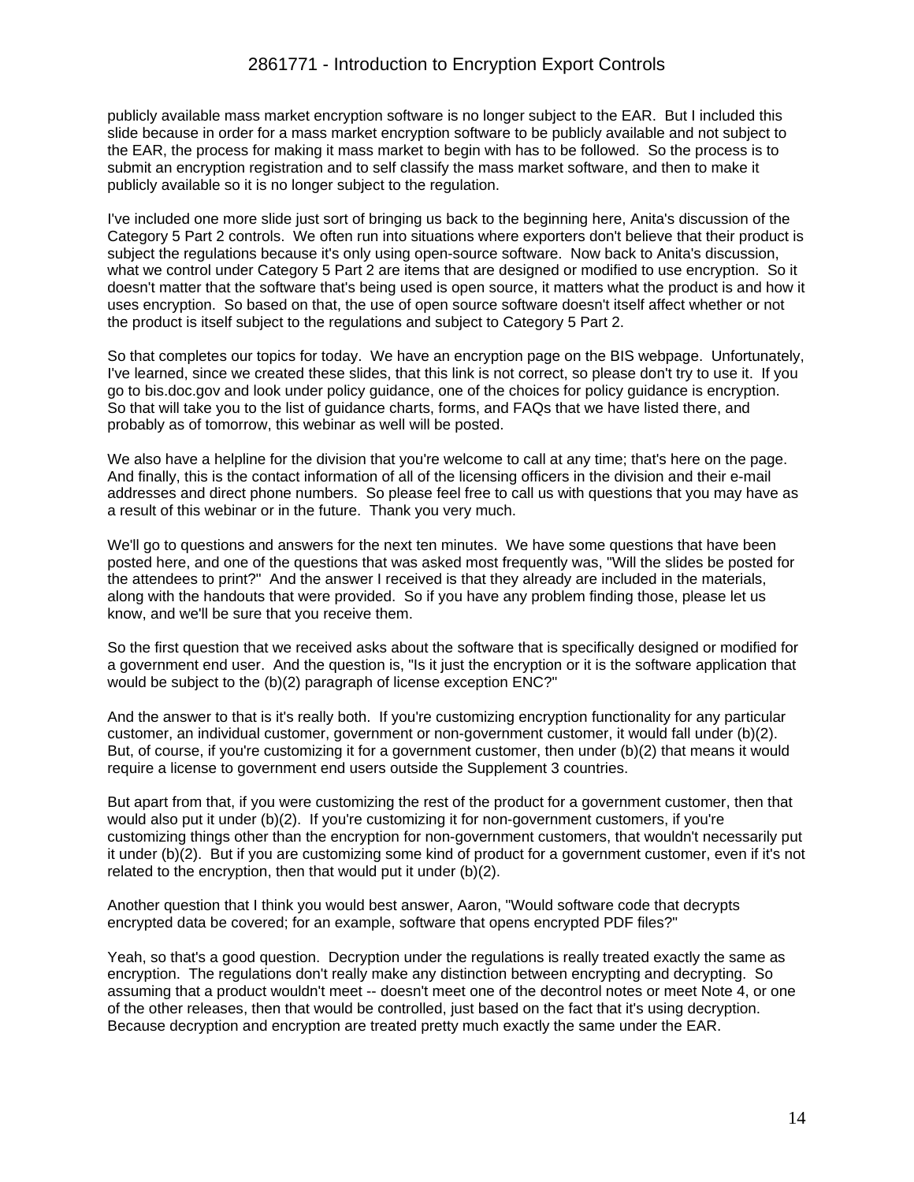publicly available mass market encryption software is no longer subject to the EAR. But I included this slide because in order for a mass market encryption software to be publicly available and not subject to the EAR, the process for making it mass market to begin with has to be followed. So the process is to submit an encryption registration and to self classify the mass market software, and then to make it publicly available so it is no longer subject to the regulation.

I've included one more slide just sort of bringing us back to the beginning here, Anita's discussion of the Category 5 Part 2 controls. We often run into situations where exporters don't believe that their product is subject the regulations because it's only using open-source software. Now back to Anita's discussion, what we control under Category 5 Part 2 are items that are designed or modified to use encryption. So it doesn't matter that the software that's being used is open source, it matters what the product is and how it uses encryption. So based on that, the use of open source software doesn't itself affect whether or not the product is itself subject to the regulations and subject to Category 5 Part 2.

So that completes our topics for today. We have an encryption page on the BIS webpage. Unfortunately, I've learned, since we created these slides, that this link is not correct, so please don't try to use it. If you go to bis.doc.gov and look under policy guidance, one of the choices for policy guidance is encryption. So that will take you to the list of guidance charts, forms, and FAQs that we have listed there, and probably as of tomorrow, this webinar as well will be posted.

We also have a helpline for the division that you're welcome to call at any time; that's here on the page. And finally, this is the contact information of all of the licensing officers in the division and their e-mail addresses and direct phone numbers. So please feel free to call us with questions that you may have as a result of this webinar or in the future. Thank you very much.

We'll go to questions and answers for the next ten minutes. We have some questions that have been posted here, and one of the questions that was asked most frequently was, "Will the slides be posted for the attendees to print?" And the answer I received is that they already are included in the materials, along with the handouts that were provided. So if you have any problem finding those, please let us know, and we'll be sure that you receive them.

So the first question that we received asks about the software that is specifically designed or modified for a government end user. And the question is, "Is it just the encryption or it is the software application that would be subject to the (b)(2) paragraph of license exception ENC?"

And the answer to that is it's really both. If you're customizing encryption functionality for any particular customer, an individual customer, government or non-government customer, it would fall under (b)(2). But, of course, if you're customizing it for a government customer, then under (b)(2) that means it would require a license to government end users outside the Supplement 3 countries.

But apart from that, if you were customizing the rest of the product for a government customer, then that would also put it under (b)(2). If you're customizing it for non-government customers, if you're customizing things other than the encryption for non-government customers, that wouldn't necessarily put it under (b)(2). But if you are customizing some kind of product for a government customer, even if it's not related to the encryption, then that would put it under (b)(2).

Another question that I think you would best answer, Aaron, "Would software code that decrypts encrypted data be covered; for an example, software that opens encrypted PDF files?"

Yeah, so that's a good question. Decryption under the regulations is really treated exactly the same as encryption. The regulations don't really make any distinction between encrypting and decrypting. So assuming that a product wouldn't meet -- doesn't meet one of the decontrol notes or meet Note 4, or one of the other releases, then that would be controlled, just based on the fact that it's using decryption. Because decryption and encryption are treated pretty much exactly the same under the EAR.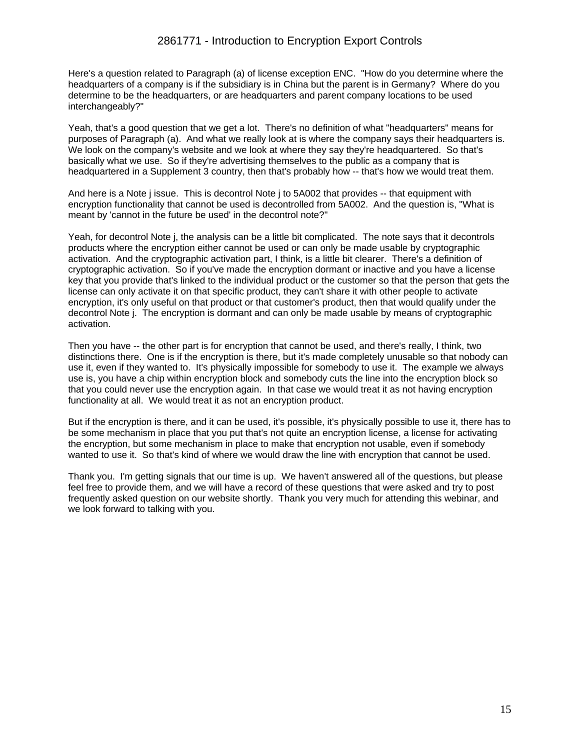Here's a question related to Paragraph (a) of license exception ENC. "How do you determine where the headquarters of a company is if the subsidiary is in China but the parent is in Germany? Where do you determine to be the headquarters, or are headquarters and parent company locations to be used interchangeably?"

Yeah, that's a good question that we get a lot. There's no definition of what "headquarters" means for purposes of Paragraph (a). And what we really look at is where the company says their headquarters is. We look on the company's website and we look at where they say they're headquartered. So that's basically what we use. So if they're advertising themselves to the public as a company that is headquartered in a Supplement 3 country, then that's probably how -- that's how we would treat them.

And here is a Note j issue. This is decontrol Note j to 5A002 that provides -- that equipment with encryption functionality that cannot be used is decontrolled from 5A002. And the question is, "What is meant by 'cannot in the future be used' in the decontrol note?"

Yeah, for decontrol Note j, the analysis can be a little bit complicated. The note says that it decontrols products where the encryption either cannot be used or can only be made usable by cryptographic activation. And the cryptographic activation part, I think, is a little bit clearer. There's a definition of cryptographic activation. So if you've made the encryption dormant or inactive and you have a license key that you provide that's linked to the individual product or the customer so that the person that gets the license can only activate it on that specific product, they can't share it with other people to activate encryption, it's only useful on that product or that customer's product, then that would qualify under the decontrol Note j. The encryption is dormant and can only be made usable by means of cryptographic activation.

Then you have -- the other part is for encryption that cannot be used, and there's really, I think, two distinctions there. One is if the encryption is there, but it's made completely unusable so that nobody can use it, even if they wanted to. It's physically impossible for somebody to use it. The example we always use is, you have a chip within encryption block and somebody cuts the line into the encryption block so that you could never use the encryption again. In that case we would treat it as not having encryption functionality at all. We would treat it as not an encryption product.

But if the encryption is there, and it can be used, it's possible, it's physically possible to use it, there has to be some mechanism in place that you put that's not quite an encryption license, a license for activating the encryption, but some mechanism in place to make that encryption not usable, even if somebody wanted to use it. So that's kind of where we would draw the line with encryption that cannot be used.

Thank you. I'm getting signals that our time is up. We haven't answered all of the questions, but please feel free to provide them, and we will have a record of these questions that were asked and try to post frequently asked question on our website shortly. Thank you very much for attending this webinar, and we look forward to talking with you.